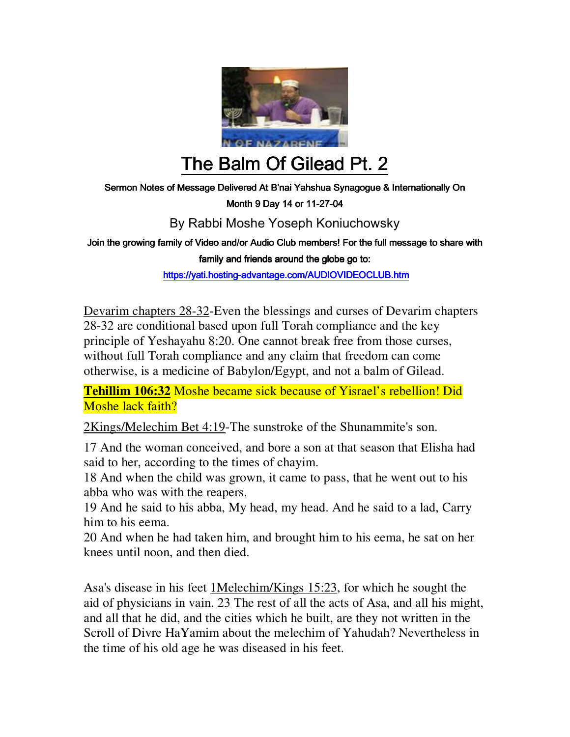# The Balm Of Gilead Pt. 2

Sermon Notes of Message Delivered At B'nai Yahshua Synagogue & Internationally On Month 9 Day 14 or 11-27-04

By Rabbi Moshe Yoseph Koniuchowsky

Join the growing family of Video and/or Audio Club members! For the full message to share with family and friends around the globe go to:

https://yati.hosting-advantage.com/AUDIOVIDEOCLUB.htm

Devarim chapters 28-32-Even the blessings and curses of Devarim chapters 28-32 are conditional based upon full Torah compliance and the key principle of Yeshayahu 8:20. One cannot break free from those curses, without full Torah compliance and any claim that freedom can come otherwise, is a medicine of Babylon/Egypt, and not a balm of Gilead.

**Tehillim 106:32** Moshe became sick because of Yisrael's rebellion! Did Moshe lack faith?

2Kings/Melechim Bet 4:19-The sunstroke of the Shunammite's son.

17 And the woman conceived, and bore a son at that season that Elisha had said to her, according to the times of chayim.
18 And when the child was grown, it came to pass, that he went out to his abba who was with the reapers.
19 And he said to his abba, My head, my head. And he said to a lad, Carry him to his eema.
20 And when he had taken him, and brought him to his eema, he sat on her knees until noon, and then died.

Asa's disease in his feet 1Melechim/Kings 15:23, for which he sought the aid of physicians in vain. 23 The rest of all the acts of Asa, and all his might, and all that he did, and the cities which he built, are they not written in the Scroll of Divre HaYamim about the melechim of Yahudah? Nevertheless in the time of his old age he was diseased in his feet.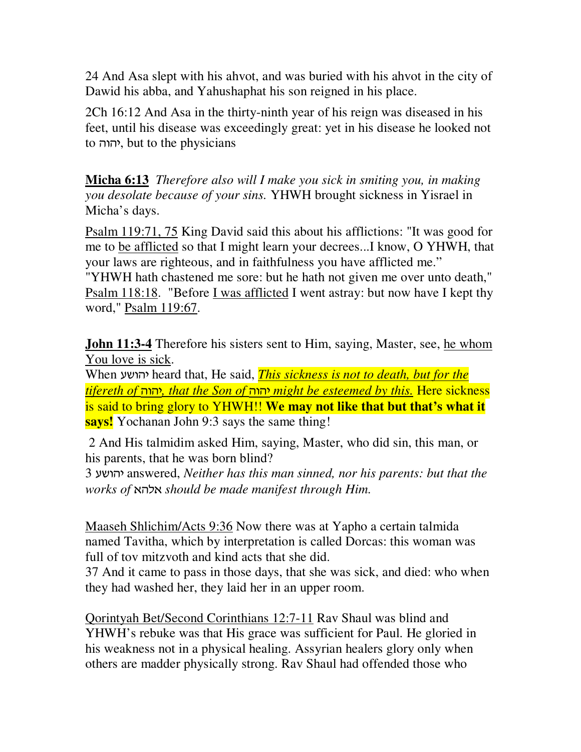24 And Asa slept with his ahvot, and was buried with his ahvot in the city of Dawid his abba, and Yahushaphat his son reigned in his place.

2Ch 16:12 And Asa in the thirty-ninth year of his reign was diseased in his feet, until his disease was exceedingly great: yet in his disease he looked not to יהוה, but to the physicians

**Micha 6:13** *Therefore also will I make you sick in smiting you, in making you desolate because of your sins.* YHWH brought sickness in Yisrael in Micha's days.

Psalm 119:71, 75 King David said this about his afflictions: "It was good for me to be afflicted so that I might learn your decrees...I know, O YHWH, that your laws are righteous, and in faithfulness you have afflicted me."
"YHWH hath chastened me sore: but he hath not given me over unto death," Psalm 118:18. "Before I was afflicted I went astray: but now have I kept thy word," Psalm 119:67.

**John 11:3-4** Therefore his sisters sent to Him, saying, Master, see, he whom You love is sick.
When יהושע heard that, He said, ***This sickness is not to death, but for the tifereth of*** ***יהוה******, that the Son of*** ***יהוה*** ***might be esteemed by this.*** Here sickness is said to bring glory to YHWH!! **We may not like that but that's what it says!** Yochanan John 9:3 says the same thing!

2 And His talmidim asked Him, saying, Master, who did sin, this man, or his parents, that he was born blind?
3 יהושע answered, *Neither has this man sinned, nor his parents: but that the works of* אלהא *should be made manifest through Him.*

Maaseh Shlichim/Acts 9:36 Now there was at Yapho a certain talmida named Tavitha, which by interpretation is called Dorcas: this woman was full of tov mitzvoth and kind acts that she did.
37 And it came to pass in those days, that she was sick, and died: who when they had washed her, they laid her in an upper room.

Qorintyah Bet/Second Corinthians 12:7-11 Rav Shaul was blind and YHWH's rebuke was that His grace was sufficient for Paul. He gloried in his weakness not in a physical healing. Assyrian healers glory only when others are madder physically strong. Rav Shaul had offended those who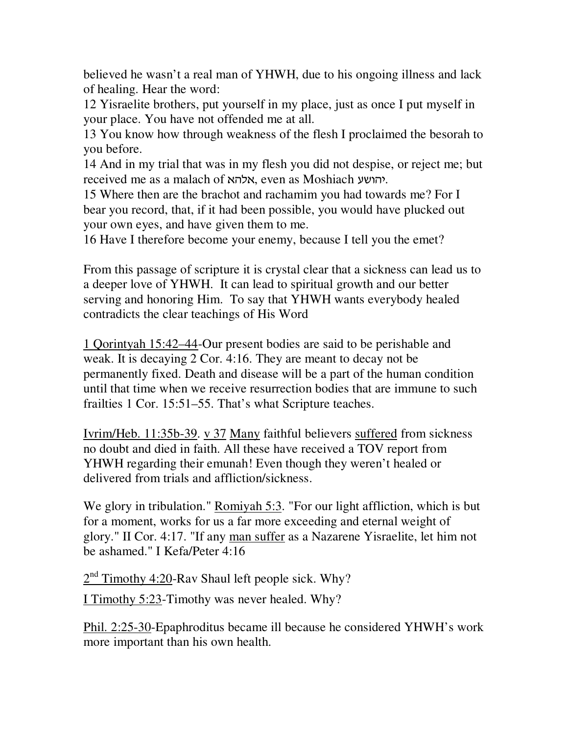believed he wasn't a real man of YHWH, due to his ongoing illness and lack of healing. Hear the word:

12 Yisraelite brothers, put yourself in my place, just as once I put myself in your place. You have not offended me at all.

13 You know how through weakness of the flesh I proclaimed the besorah to you before.

14 And in my trial that was in my flesh you did not despise, or reject me; but received me as a malach of אלהא, even as Moshiach יהושע.

15 Where then are the brachot and rachamim you had towards me? For I bear you record, that, if it had been possible, you would have plucked out your own eyes, and have given them to me.

16 Have I therefore become your enemy, because I tell you the emet?

From this passage of scripture it is crystal clear that a sickness can lead us to a deeper love of YHWH. It can lead to spiritual growth and our better serving and honoring Him. To say that YHWH wants everybody healed contradicts the clear teachings of His Word

<u>1 Qorintyah 15:42–44</u>-Our present bodies are said to be perishable and weak. It is decaying 2 Cor. 4:16. They are meant to decay not be permanently fixed. Death and disease will be a part of the human condition until that time when we receive resurrection bodies that are immune to such frailties 1 Cor. 15:51–55. That's what Scripture teaches.

<u>Ivrim/Heb. 11:35b-39</u>. <u>v 37</u> <u>Many</u> faithful believers <u>suffered</u> from sickness no doubt and died in faith. All these have received a TOV report from YHWH regarding their emunah! Even though they weren't healed or delivered from trials and affliction/sickness.

We glory in tribulation." <u>Romiyah 5:3</u>. "For our light affliction, which is but for a moment, works for us a far more exceeding and eternal weight of glory." II Cor. 4:17. "If any <u>man suffer</u> as a Nazarene Yisraelite, let him not be ashamed." I Kefa/Peter 4:16

<u>2nd Timothy 4:20</u>-Rav Shaul left people sick. Why?

<u>I Timothy 5:23</u>-Timothy was never healed. Why?

<u>Phil. 2:25-30</u>-Epaphroditus became ill because he considered YHWH's work more important than his own health.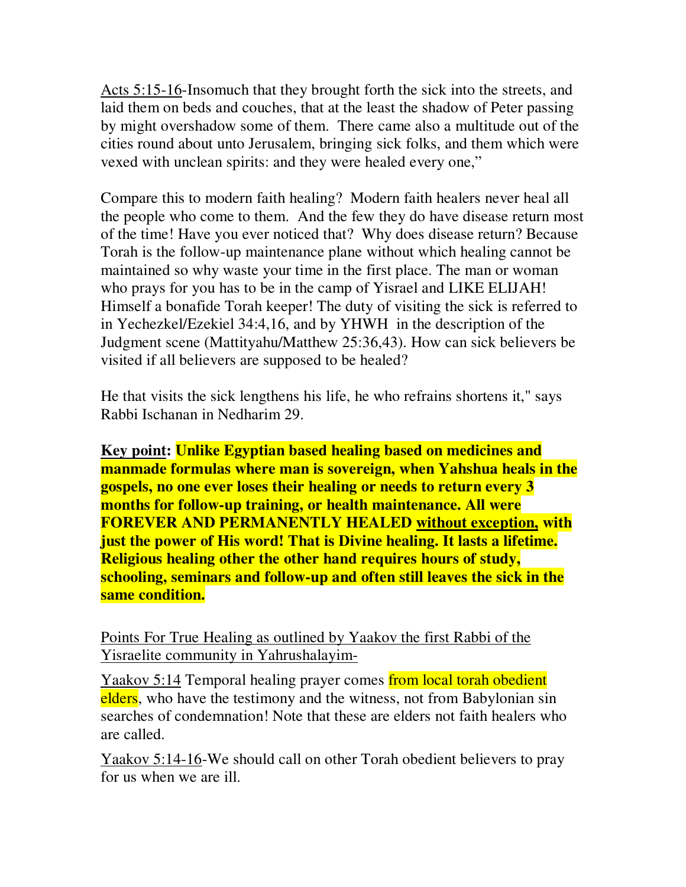Acts 5:15-16-Insomuch that they brought forth the sick into the streets, and laid them on beds and couches, that at the least the shadow of Peter passing by might overshadow some of them. There came also a multitude out of the cities round about unto Jerusalem, bringing sick folks, and them which were vexed with unclean spirits: and they were healed every one,"

Compare this to modern faith healing? Modern faith healers never heal all the people who come to them. And the few they do have disease return most of the time! Have you ever noticed that? Why does disease return? Because Torah is the follow-up maintenance plane without which healing cannot be maintained so why waste your time in the first place. The man or woman who prays for you has to be in the camp of Yisrael and LIKE ELIJAH! Himself a bonafide Torah keeper! The duty of visiting the sick is referred to in Yechezkel/Ezekiel 34:4,16, and by YHWH in the description of the Judgment scene (Mattityahu/Matthew 25:36,43). How can sick believers be visited if all believers are supposed to be healed?

He that visits the sick lengthens his life, he who refrains shortens it," says Rabbi Ischanan in Nedharim 29.

**Key point: Unlike Egyptian based healing based on medicines and manmade formulas where man is sovereign, when Yahshua heals in the gospels, no one ever loses their healing or needs to return every 3 months for follow-up training, or health maintenance. All were FOREVER AND PERMANENTLY HEALED without exception, with just the power of His word! That is Divine healing. It lasts a lifetime. Religious healing other the other hand requires hours of study, schooling, seminars and follow-up and often still leaves the sick in the same condition.**

Points For True Healing as outlined by Yaakov the first Rabbi of the Yisraelite community in Yahrushalayim-

Yaakov 5:14 Temporal healing prayer comes from local torah obedient elders, who have the testimony and the witness, not from Babylonian sin searches of condemnation! Note that these are elders not faith healers who are called.

Yaakov 5:14-16-We should call on other Torah obedient believers to pray for us when we are ill.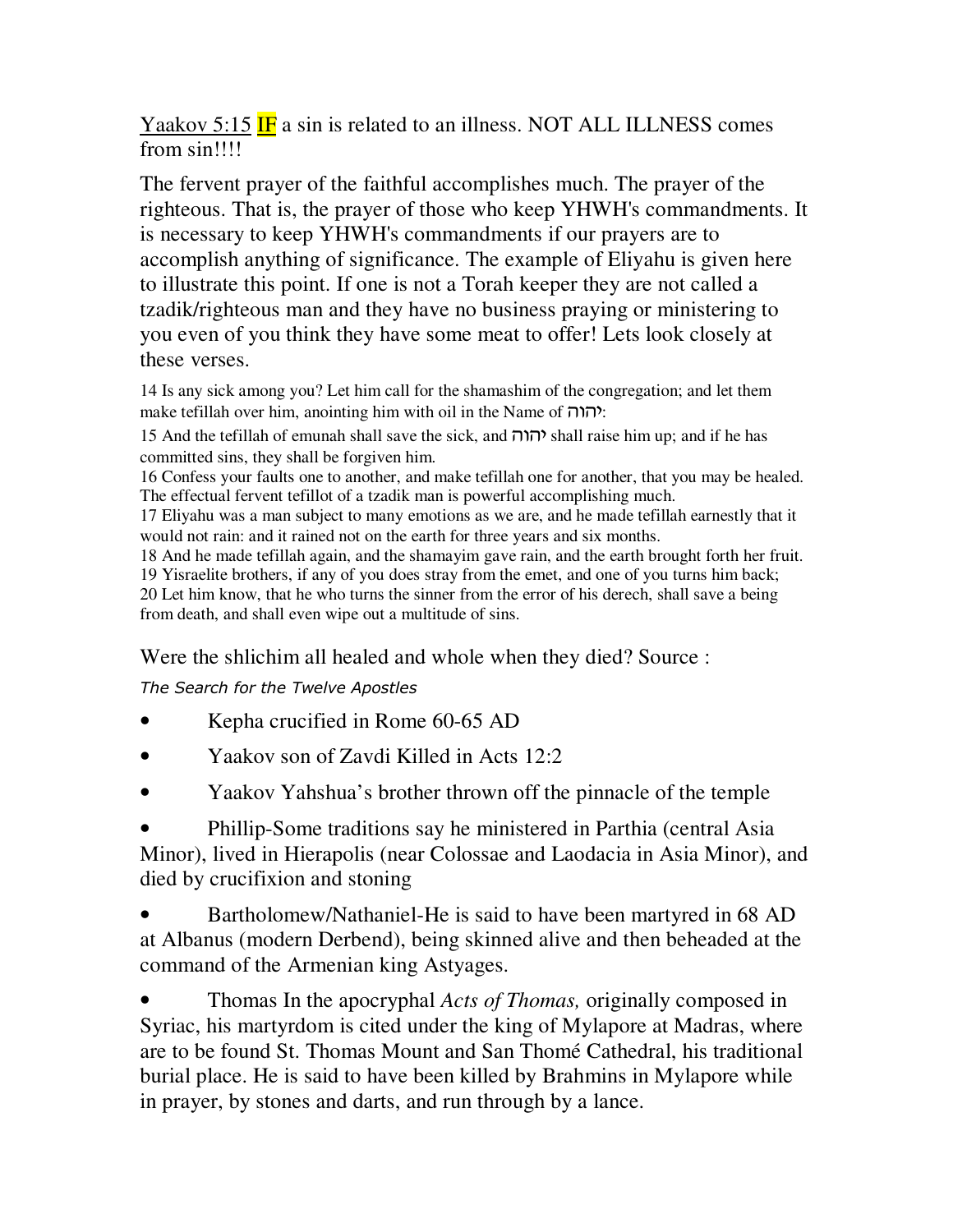Yaakov 5:15 IF a sin is related to an illness. NOT ALL ILLNESS comes from sin!!!!

The fervent prayer of the faithful accomplishes much. The prayer of the righteous. That is, the prayer of those who keep YHWH's commandments. It is necessary to keep YHWH's commandments if our prayers are to accomplish anything of significance. The example of Eliyahu is given here to illustrate this point. If one is not a Torah keeper they are not called a tzadik/righteous man and they have no business praying or ministering to you even of you think they have some meat to offer! Lets look closely at these verses.

14 Is any sick among you? Let him call for the shamashim of the congregation; and let them make tefillah over him, anointing him with oil in the Name of יהוה:

15 And the tefillah of emunah shall save the sick, and יהוה shall raise him up; and if he has committed sins, they shall be forgiven him.

16 Confess your faults one to another, and make tefillah one for another, that you may be healed. The effectual fervent tefillot of a tzadik man is powerful accomplishing much.

17 Eliyahu was a man subject to many emotions as we are, and he made tefillah earnestly that it would not rain: and it rained not on the earth for three years and six months.

18 And he made tefillah again, and the shamayim gave rain, and the earth brought forth her fruit.

19 Yisraelite brothers, if any of you does stray from the emet, and one of you turns him back;

20 Let him know, that he who turns the sinner from the error of his derech, shall save a being from death, and shall even wipe out a multitude of sins.

Were the shlichim all healed and whole when they died? Source :

*The Search for the Twelve Apostles*

- Kepha crucified in Rome 60-65 AD
- Yaakov son of Zavdi Killed in Acts 12:2
- Yaakov Yahshua's brother thrown off the pinnacle of the temple
- Phillip-Some traditions say he ministered in Parthia (central Asia Minor), lived in Hierapolis (near Colossae and Laodacia in Asia Minor), and died by crucifixion and stoning
- Bartholomew/Nathaniel-He is said to have been martyred in 68 AD at Albanus (modern Derbend), being skinned alive and then beheaded at the command of the Armenian king Astyages.
- Thomas In the apocryphal *Acts of Thomas,* originally composed in Syriac, his martyrdom is cited under the king of Mylapore at Madras, where are to be found St. Thomas Mount and San Thomé Cathedral, his traditional burial place. He is said to have been killed by Brahmins in Mylapore while in prayer, by stones and darts, and run through by a lance.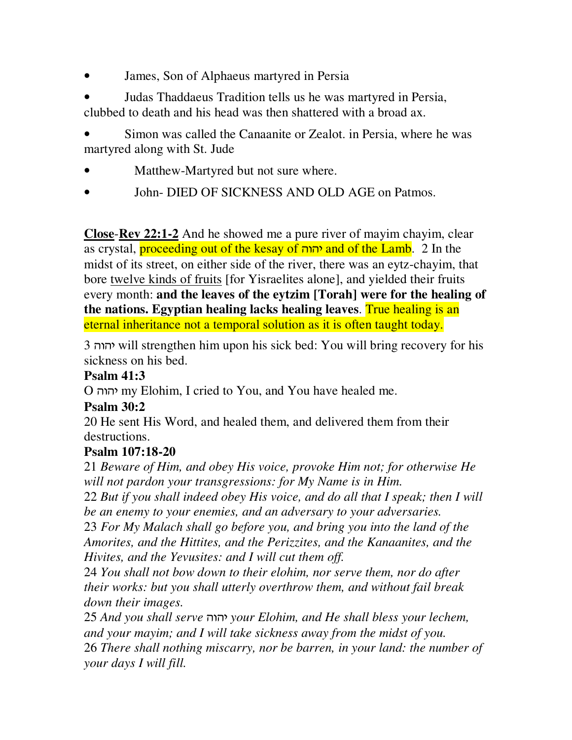- James, Son of Alphaeus martyred in Persia
- Judas Thaddaeus Tradition tells us he was martyred in Persia, clubbed to death and his head was then shattered with a broad ax.
- Simon was called the Canaanite or Zealot. in Persia, where he was martyred along with St. Jude
- Matthew-Martyred but not sure where.
- John- DIED OF SICKNESS AND OLD AGE on Patmos.

<u>**Close**</u>-<u>**Rev 22:1-2**</u> And he showed me a pure river of mayim chayim, clear as crystal, proceeding out of the kesay of יהוה and of the Lamb. 2 In the midst of its street, on either side of the river, there was an eytz-chayim, that bore <u>twelve kinds of fruits</u> [for Yisraelites alone], and yielded their fruits every month: **and the leaves of the eytzim [Torah] were for the healing of the nations. Egyptian healing lacks healing leaves**. True healing is an eternal inheritance not a temporal solution as it is often taught today.

3 יהוה will strengthen him upon his sick bed: You will bring recovery for his sickness on his bed.

**Psalm 41:3**

O יהוה my Elohim, I cried to You, and You have healed me.

**Psalm 30:2**

20 He sent His Word, and healed them, and delivered them from their destructions.

**Psalm 107:18-20**

21 *Beware of Him, and obey His voice, provoke Him not; for otherwise He will not pardon your transgressions: for My Name is in Him.*

22 *But if you shall indeed obey His voice, and do all that I speak; then I will be an enemy to your enemies, and an adversary to your adversaries.*

23 *For My Malach shall go before you, and bring you into the land of the Amorites, and the Hittites, and the Perizzites, and the Kanaanites, and the Hivites, and the Yevusites: and I will cut them off.*

24 *You shall not bow down to their elohim, nor serve them, nor do after their works: but you shall utterly overthrow them, and without fail break down their images.*

25 *And you shall serve* יהוה *your Elohim, and He shall bless your lechem, and your mayim; and I will take sickness away from the midst of you.*

26 *There shall nothing miscarry, nor be barren, in your land: the number of your days I will fill.*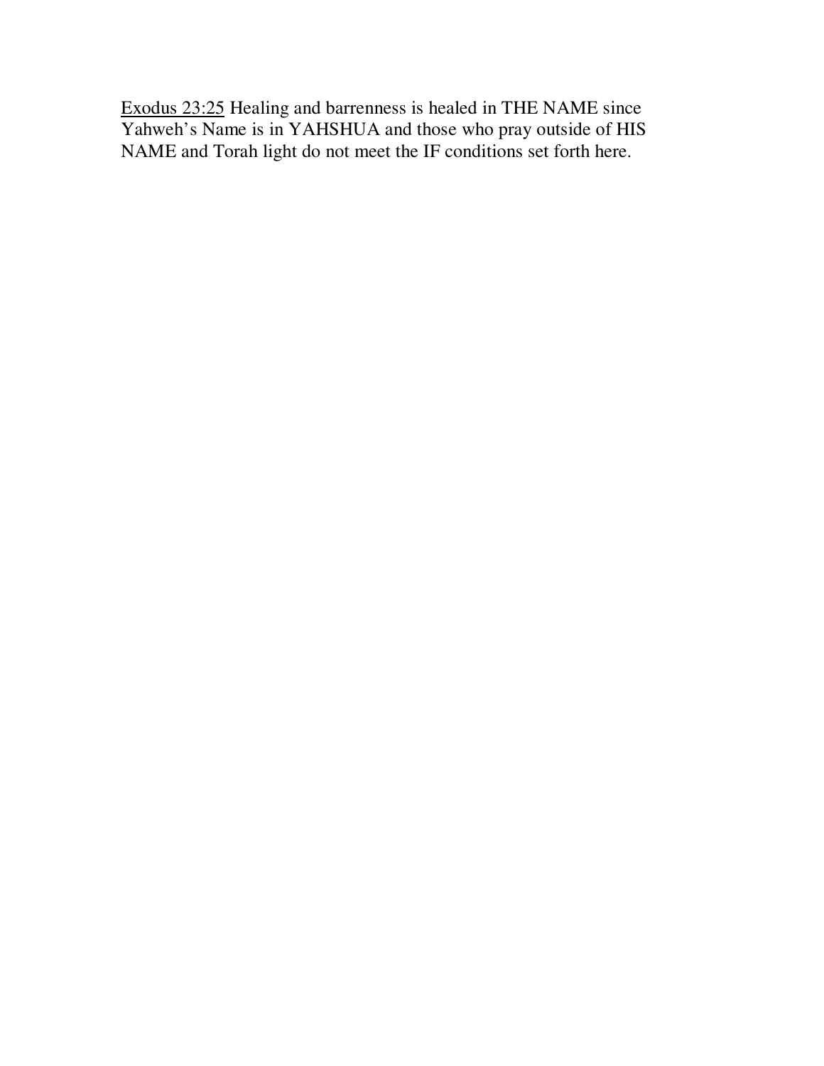<u>Exodus 23:25</u> Healing and barrenness is healed in THE NAME since Yahweh's Name is in YAHSHUA and those who pray outside of HIS NAME and Torah light do not meet the IF conditions set forth here.